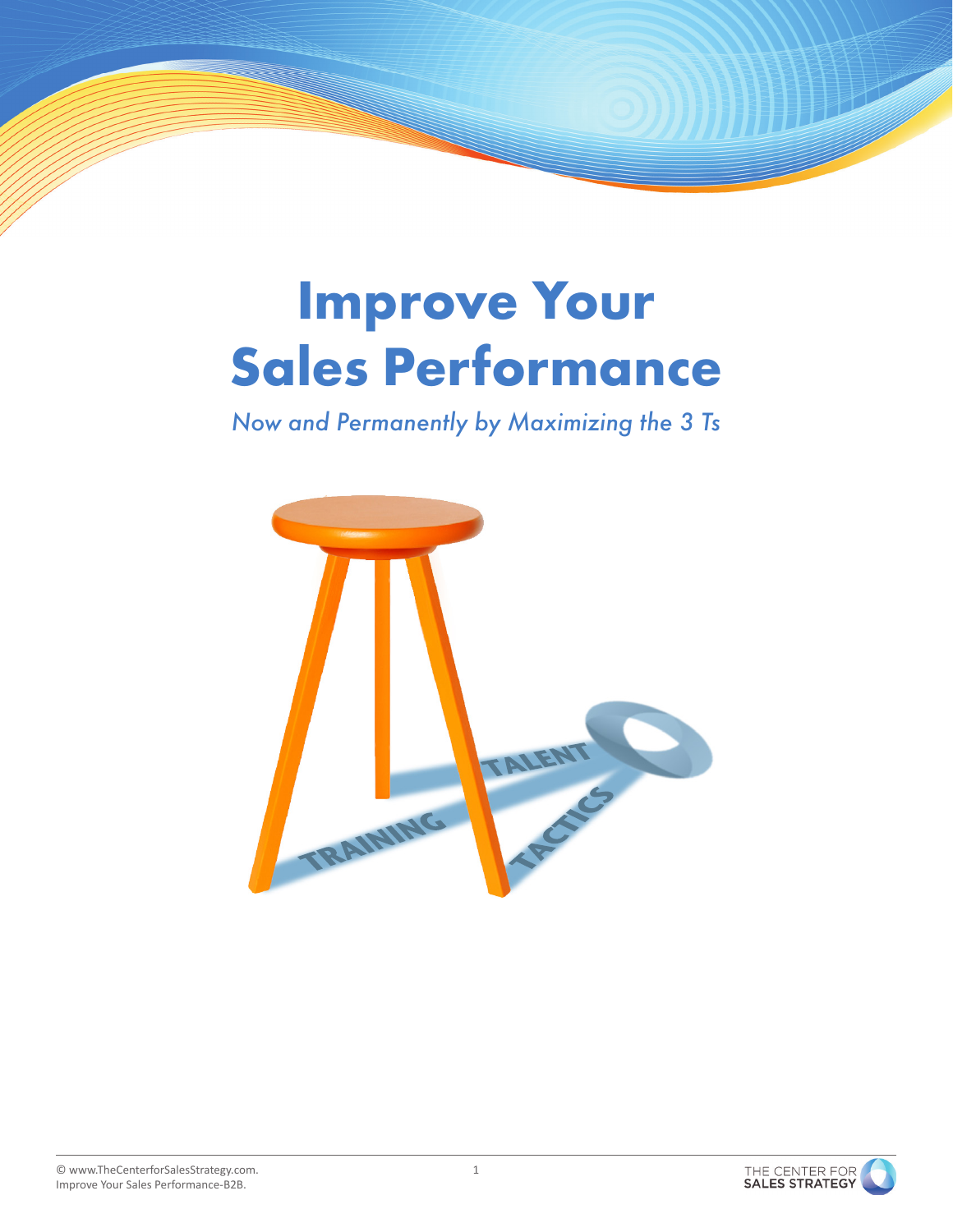# Improve Your Sales Performance

*Now and Permanently by Maximizing the 3 Ts*

TALENT

TRAINING

TACTICS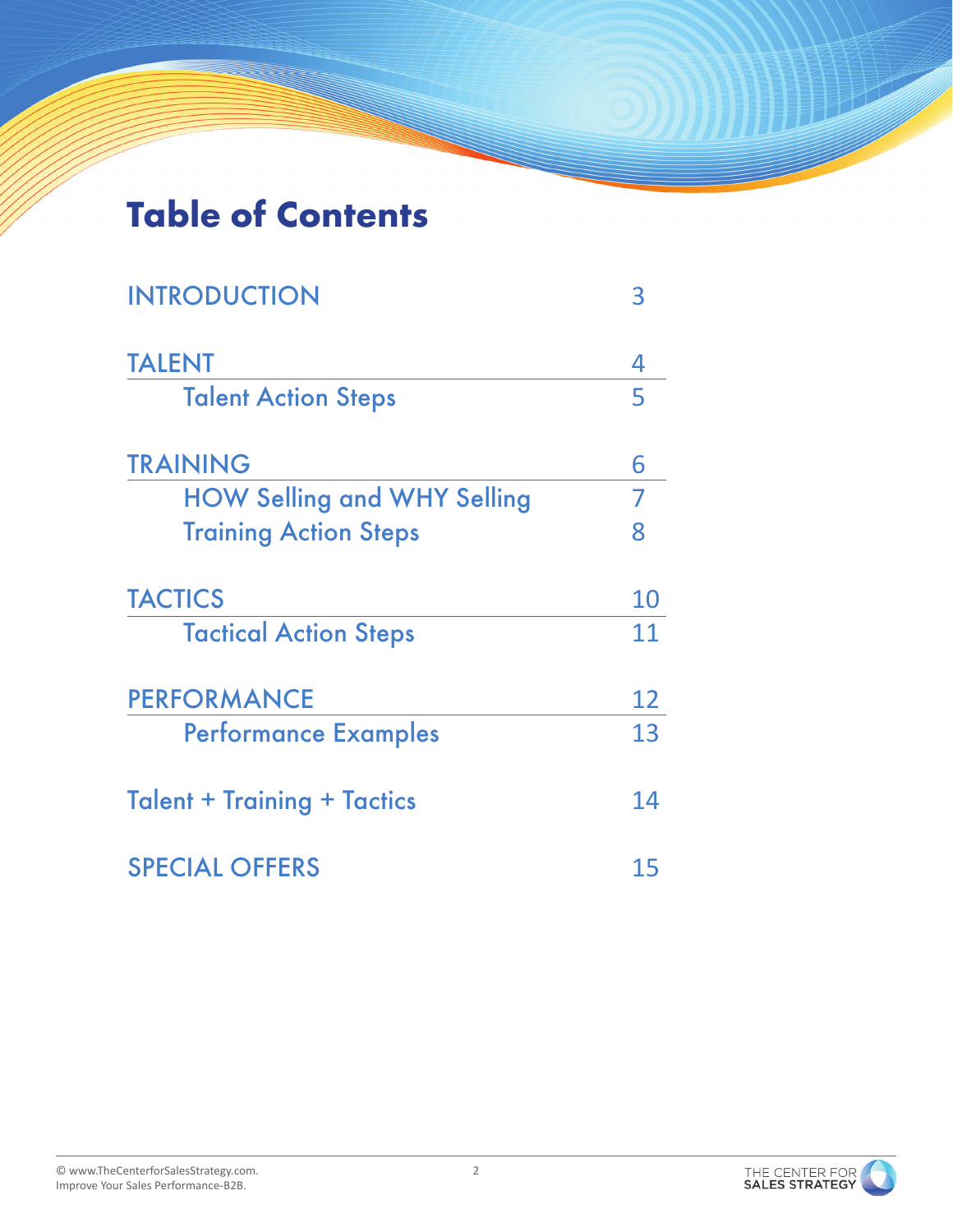# Table of Contents

| | |
|---|---|
| INTRODUCTION | 3 |
| TALENT | 4 |
| Talent Action Steps | 5 |
| TRAINING | 6 |
| HOW Selling and WHY Selling | 7 |
| Training Action Steps | 8 |
| TACTICS | 10 |
| Tactical Action Steps | 11 |
| PERFORMANCE | 12 |
| Performance Examples | 13 |
| Talent + Training + Tactics | 14 |
| SPECIAL OFFERS | 15 |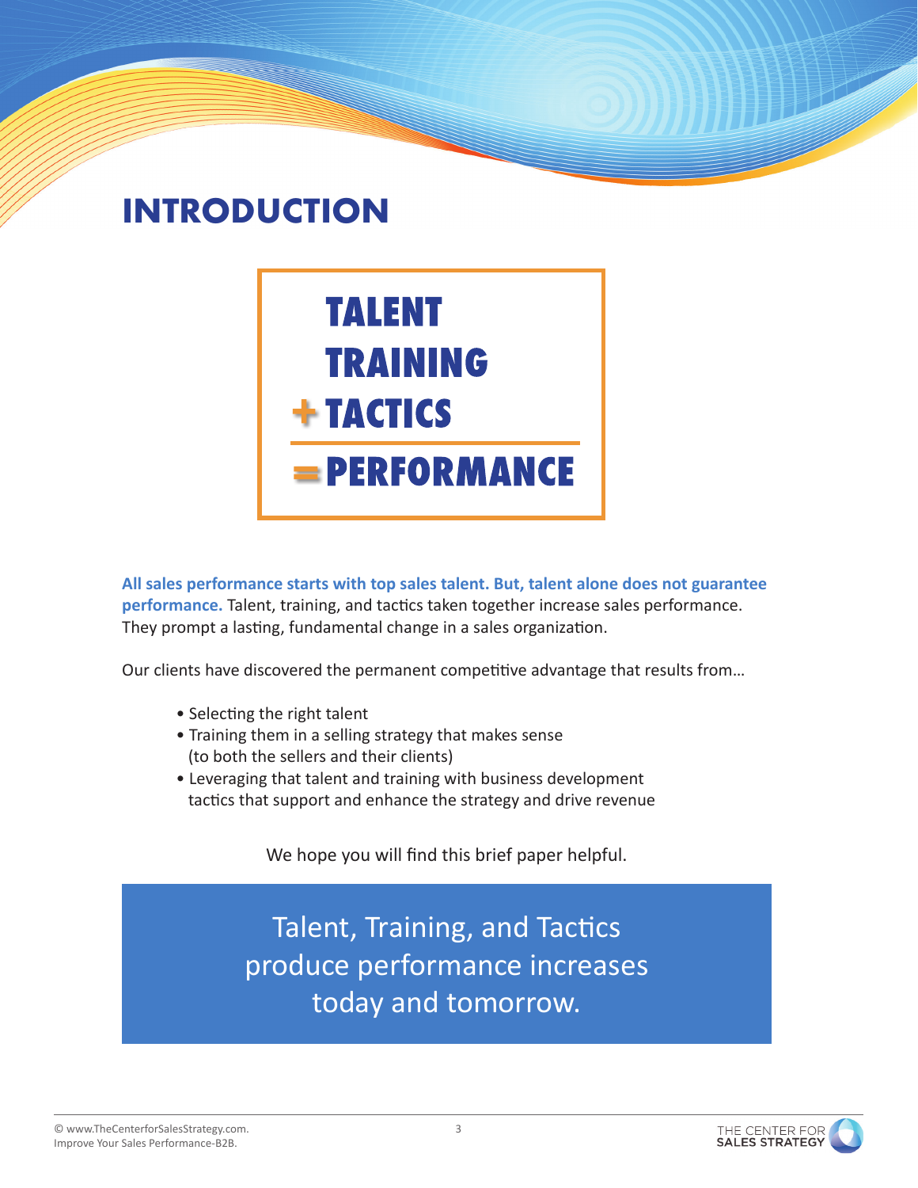# INTRODUCTION

**TALENT**
**TRAINING**
**+ TACTICS**
**= PERFORMANCE**

**All sales performance starts with top sales talent. But, talent alone does not guarantee performance.** Talent, training, and tactics taken together increase sales performance. They prompt a lasting, fundamental change in a sales organization.

Our clients have discovered the permanent competitive advantage that results from…

- Selecting the right talent
- Training them in a selling strategy that makes sense (to both the sellers and their clients)
- Leveraging that talent and training with business development tactics that support and enhance the strategy and drive revenue

We hope you will find this brief paper helpful.

> Talent, Training, and Tactics produce performance increases today and tomorrow.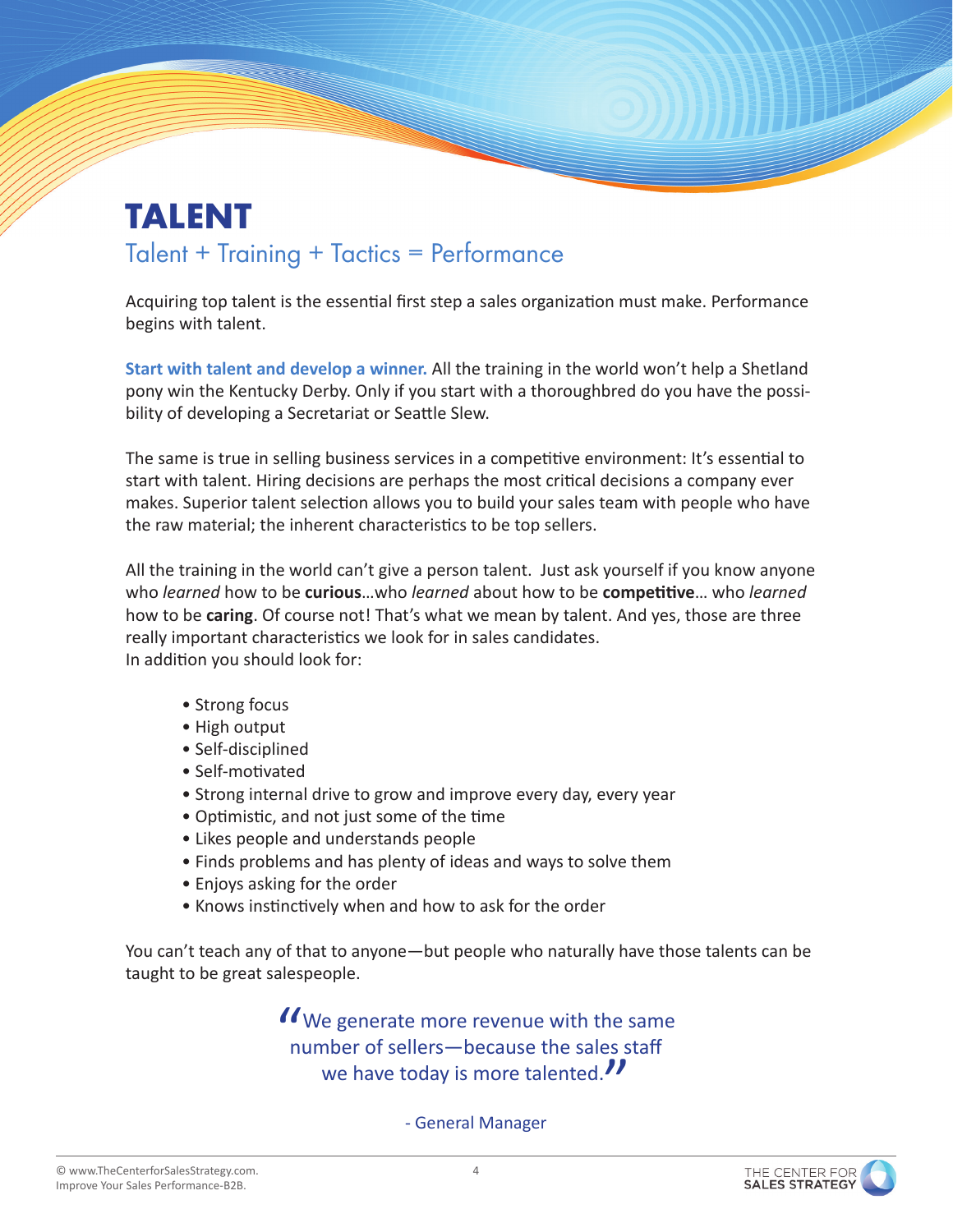# TALENT

## Talent + Training + Tactics = Performance

Acquiring top talent is the essential first step a sales organization must make. Performance begins with talent.

**Start with talent and develop a winner.** All the training in the world won't help a Shetland pony win the Kentucky Derby. Only if you start with a thoroughbred do you have the possibility of developing a Secretariat or Seattle Slew.

The same is true in selling business services in a competitive environment: It's essential to start with talent. Hiring decisions are perhaps the most critical decisions a company ever makes. Superior talent selection allows you to build your sales team with people who have the raw material; the inherent characteristics to be top sellers.

All the training in the world can't give a person talent. Just ask yourself if you know anyone who *learned* how to be **curious**…who *learned* about how to be **competitive**… who *learned* how to be **caring**. Of course not! That's what we mean by talent. And yes, those are three really important characteristics we look for in sales candidates.
In addition you should look for:

- Strong focus
- High output
- Self-disciplined
- Self-motivated
- Strong internal drive to grow and improve every day, every year
- Optimistic, and not just some of the time
- Likes people and understands people
- Finds problems and has plenty of ideas and ways to solve them
- Enjoys asking for the order
- Knows instinctively when and how to ask for the order

You can't teach any of that to anyone—but people who naturally have those talents can be taught to be great salespeople.

> "We generate more revenue with the same number of sellers—because the sales staff we have today is more talented."
>
> - General Manager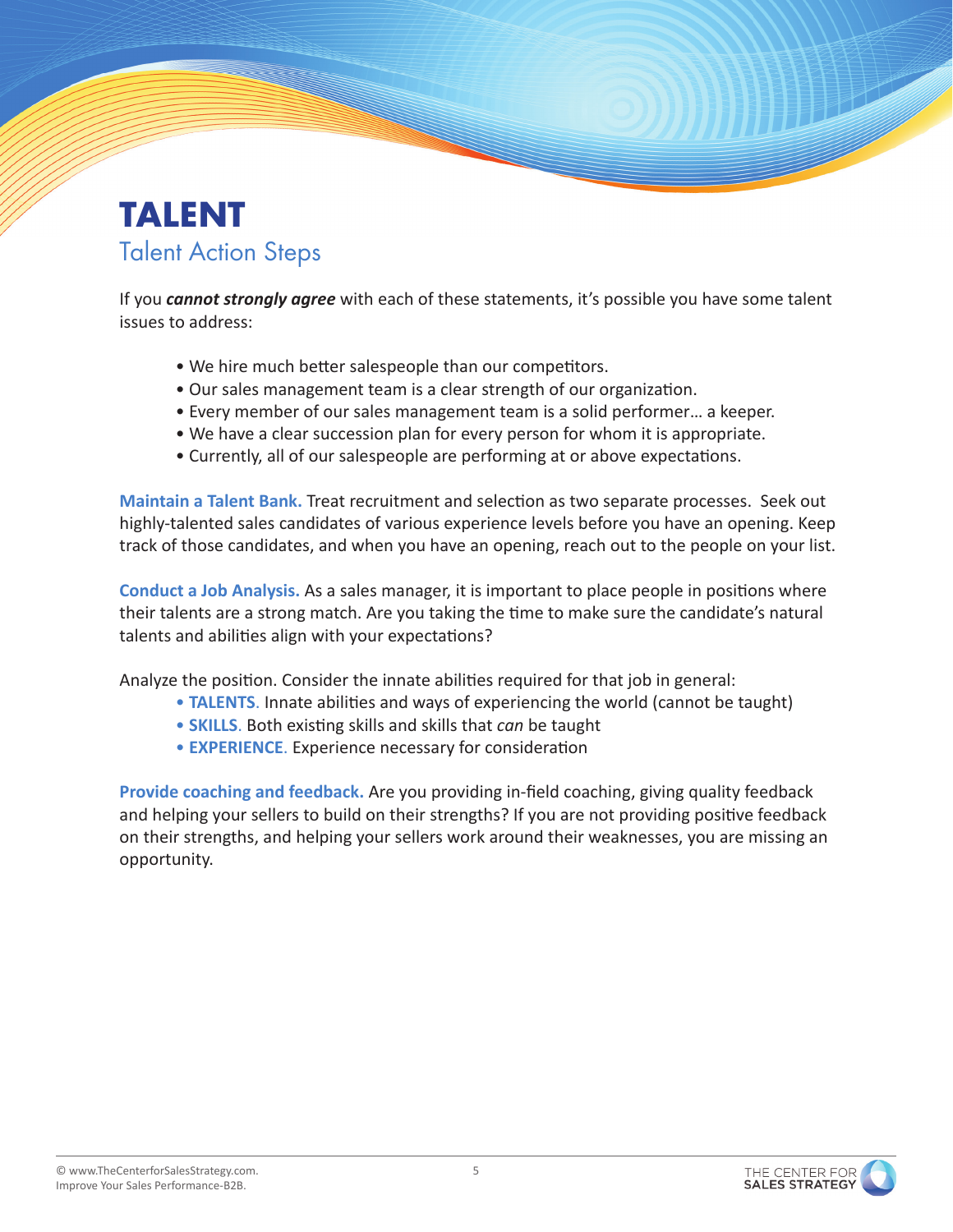# TALENT

## Talent Action Steps

If you ***cannot strongly agree*** with each of these statements, it's possible you have some talent issues to address:

- We hire much better salespeople than our competitors.
- Our sales management team is a clear strength of our organization.
- Every member of our sales management team is a solid performer… a keeper.
- We have a clear succession plan for every person for whom it is appropriate.
- Currently, all of our salespeople are performing at or above expectations.

**Maintain a Talent Bank.** Treat recruitment and selection as two separate processes. Seek out highly-talented sales candidates of various experience levels before you have an opening. Keep track of those candidates, and when you have an opening, reach out to the people on your list.

**Conduct a Job Analysis.** As a sales manager, it is important to place people in positions where their talents are a strong match. Are you taking the time to make sure the candidate's natural talents and abilities align with your expectations?

Analyze the position. Consider the innate abilities required for that job in general:

- **TALENTS**. Innate abilities and ways of experiencing the world (cannot be taught)
- **SKILLS**. Both existing skills and skills that *can* be taught
- **EXPERIENCE**. Experience necessary for consideration

**Provide coaching and feedback.** Are you providing in-field coaching, giving quality feedback and helping your sellers to build on their strengths? If you are not providing positive feedback on their strengths, and helping your sellers work around their weaknesses, you are missing an opportunity.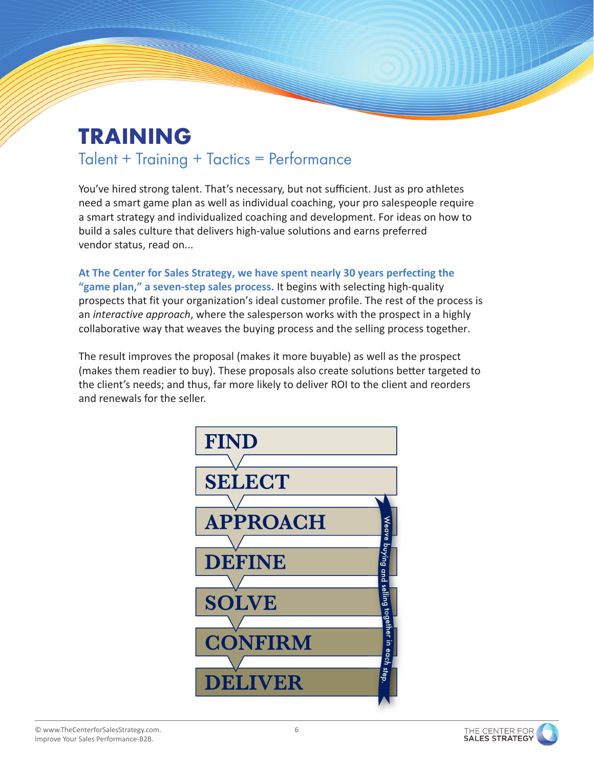# TRAINING

## Talent + Training + Tactics = Performance

You've hired strong talent. That's necessary, but not sufficient. Just as pro athletes need a smart game plan as well as individual coaching, your pro salespeople require a smart strategy and individualized coaching and development. For ideas on how to build a sales culture that delivers high-value solutions and earns preferred vendor status, read on...

**At The Center for Sales Strategy, we have spent nearly 30 years perfecting the "game plan," a seven-step sales process.** It begins with selecting high-quality prospects that fit your organization's ideal customer profile. The rest of the process is an *interactive approach*, where the salesperson works with the prospect in a highly collaborative way that weaves the buying process and the selling process together.

The result improves the proposal (makes it more buyable) as well as the prospect (makes them readier to buy). These proposals also create solutions better targeted to the client's needs; and thus, far more likely to deliver ROI to the client and reorders and renewals for the seller.

**FIND**

**SELECT**

**APPROACH**

**DEFINE**

**SOLVE**

**CONFIRM**

**DELIVER**

Weave buying and selling together in each step.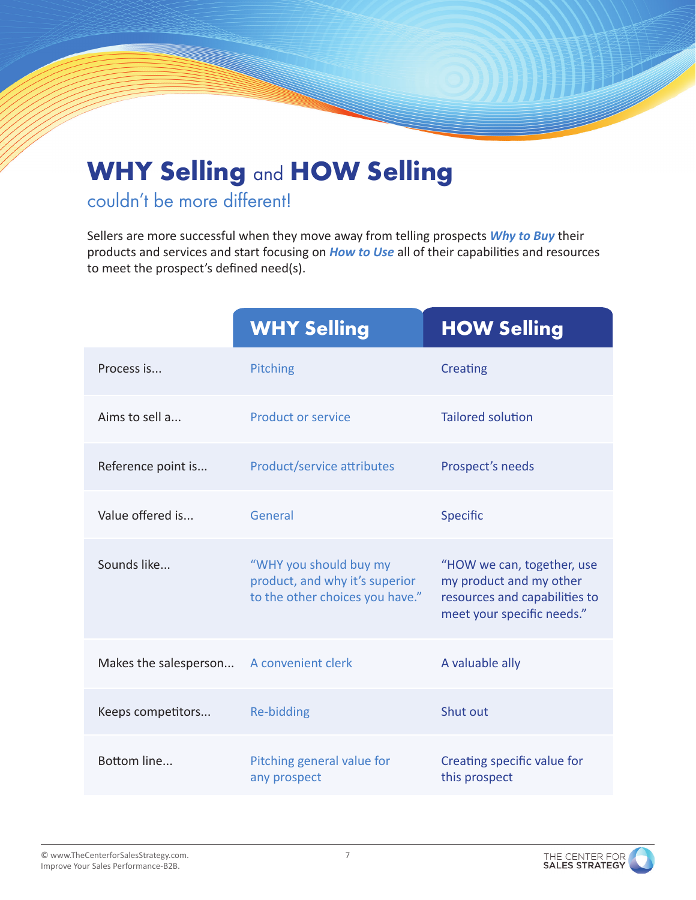# **WHY Selling** and **HOW Selling**

## couldn't be more different!

Sellers are more successful when they move away from telling prospects ***Why to Buy*** their products and services and start focusing on ***How to Use*** all of their capabilities and resources to meet the prospect's defined need(s).

| | WHY Selling | HOW Selling |
|---|---|---|
| Process is... | Pitching | Creating |
| Aims to sell a... | Product or service | Tailored solution |
| Reference point is... | Product/service attributes | Prospect's needs |
| Value offered is... | General | Specific |
| Sounds like... | "WHY you should buy my product, and why it's superior to the other choices you have." | "HOW we can, together, use my product and my other resources and capabilities to meet your specific needs." |
| Makes the salesperson... | A convenient clerk | A valuable ally |
| Keeps competitors... | Re-bidding | Shut out |
| Bottom line... | Pitching general value for any prospect | Creating specific value for this prospect |

© www.TheCenterforSalesStrategy.com. Improve Your Sales Performance-B2B.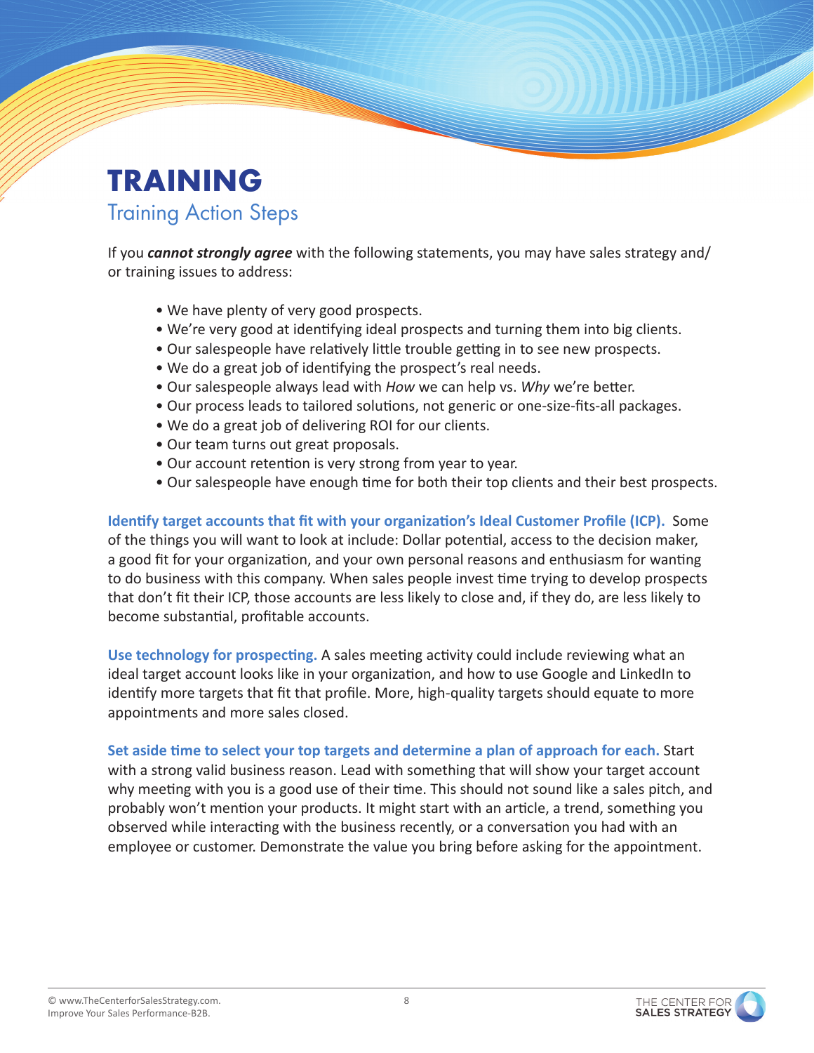# TRAINING

## Training Action Steps

If you ***cannot strongly agree*** with the following statements, you may have sales strategy and/or training issues to address:

- We have plenty of very good prospects.
- We're very good at identifying ideal prospects and turning them into big clients.
- Our salespeople have relatively little trouble getting in to see new prospects.
- We do a great job of identifying the prospect's real needs.
- Our salespeople always lead with *How* we can help vs. *Why* we're better.
- Our process leads to tailored solutions, not generic or one-size-fits-all packages.
- We do a great job of delivering ROI for our clients.
- Our team turns out great proposals.
- Our account retention is very strong from year to year.
- Our salespeople have enough time for both their top clients and their best prospects.

**Identify target accounts that fit with your organization's Ideal Customer Profile (ICP).** Some of the things you will want to look at include: Dollar potential, access to the decision maker, a good fit for your organization, and your own personal reasons and enthusiasm for wanting to do business with this company. When sales people invest time trying to develop prospects that don't fit their ICP, those accounts are less likely to close and, if they do, are less likely to become substantial, profitable accounts.

**Use technology for prospecting.** A sales meeting activity could include reviewing what an ideal target account looks like in your organization, and how to use Google and LinkedIn to identify more targets that fit that profile. More, high-quality targets should equate to more appointments and more sales closed.

**Set aside time to select your top targets and determine a plan of approach for each.** Start with a strong valid business reason. Lead with something that will show your target account why meeting with you is a good use of their time. This should not sound like a sales pitch, and probably won't mention your products. It might start with an article, a trend, something you observed while interacting with the business recently, or a conversation you had with an employee or customer. Demonstrate the value you bring before asking for the appointment.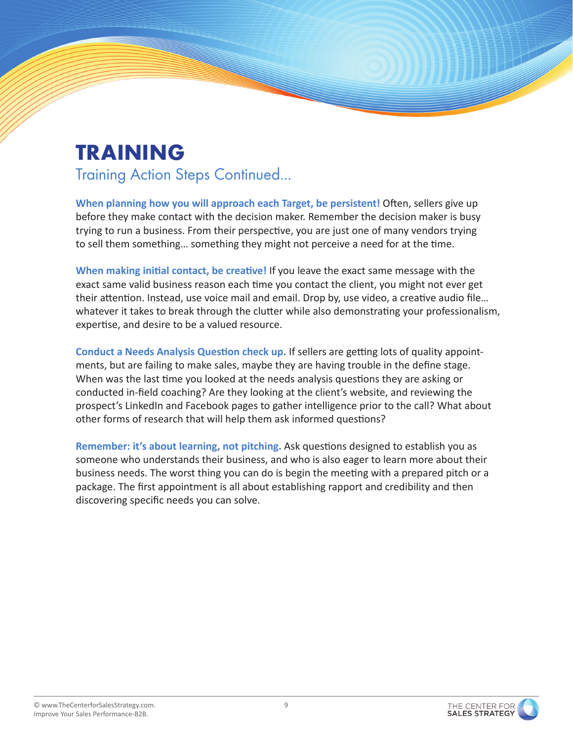# TRAINING

## Training Action Steps Continued...

**When planning how you will approach each Target, be persistent!** Often, sellers give up before they make contact with the decision maker. Remember the decision maker is busy trying to run a business. From their perspective, you are just one of many vendors trying to sell them something… something they might not perceive a need for at the time.

**When making initial contact, be creative!** If you leave the exact same message with the exact same valid business reason each time you contact the client, you might not ever get their attention. Instead, use voice mail and email. Drop by, use video, a creative audio file… whatever it takes to break through the clutter while also demonstrating your professionalism, expertise, and desire to be a valued resource.

**Conduct a Needs Analysis Question check up.** If sellers are getting lots of quality appointments, but are failing to make sales, maybe they are having trouble in the define stage. When was the last time you looked at the needs analysis questions they are asking or conducted in-field coaching? Are they looking at the client's website, and reviewing the prospect's LinkedIn and Facebook pages to gather intelligence prior to the call? What about other forms of research that will help them ask informed questions?

**Remember: it's about learning, not pitching.** Ask questions designed to establish you as someone who understands their business, and who is also eager to learn more about their business needs. The worst thing you can do is begin the meeting with a prepared pitch or a package. The first appointment is all about establishing rapport and credibility and then discovering specific needs you can solve.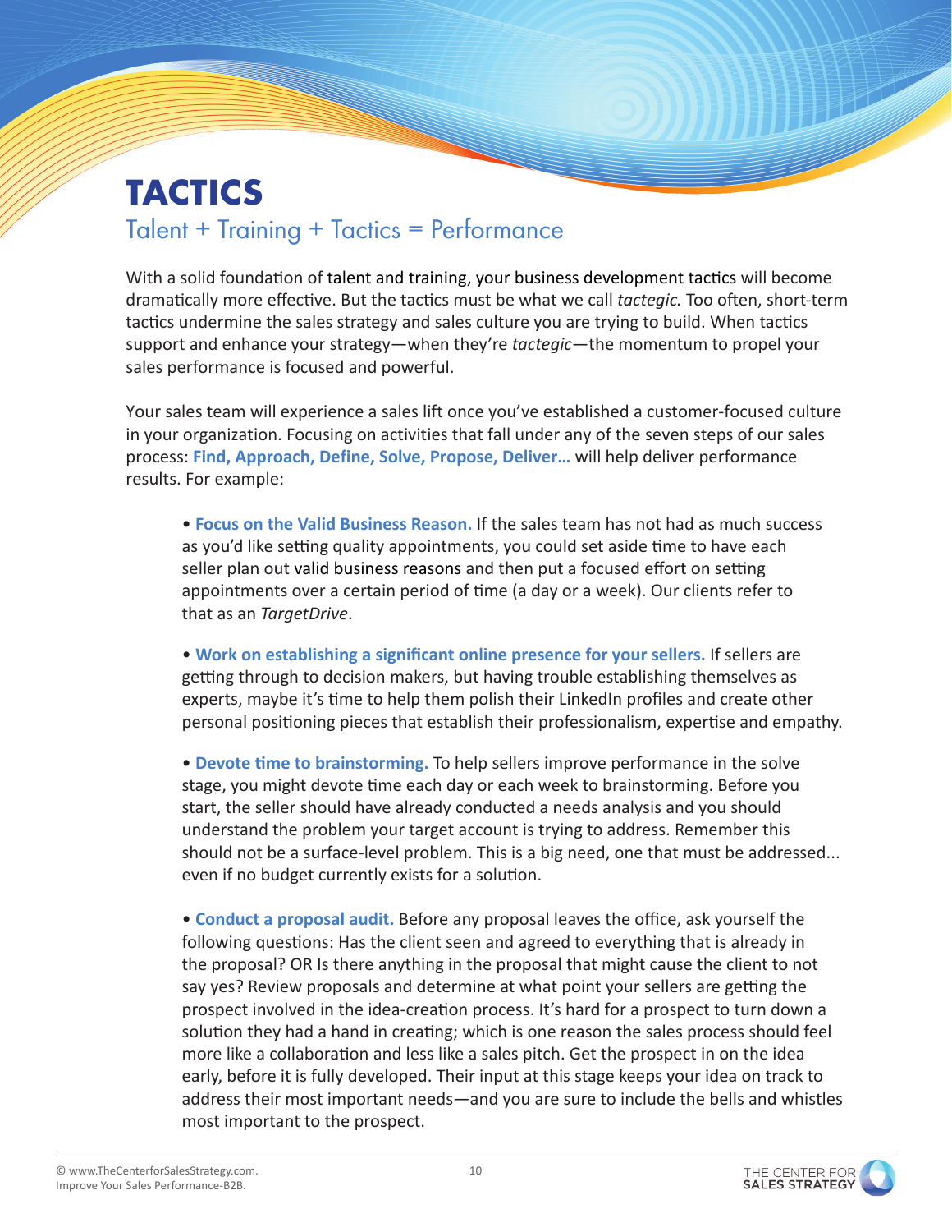# TACTICS

## Talent + Training + Tactics = Performance

With a solid foundation of talent and training, your business development tactics will become dramatically more effective. But the tactics must be what we call *tactegic.* Too often, short-term tactics undermine the sales strategy and sales culture you are trying to build. When tactics support and enhance your strategy—when they're *tactegic*—the momentum to propel your sales performance is focused and powerful.

Your sales team will experience a sales lift once you've established a customer-focused culture in your organization. Focusing on activities that fall under any of the seven steps of our sales process: **Find, Approach, Define, Solve, Propose, Deliver…** will help deliver performance results. For example:

- **Focus on the Valid Business Reason.** If the sales team has not had as much success as you'd like setting quality appointments, you could set aside time to have each seller plan out valid business reasons and then put a focused effort on setting appointments over a certain period of time (a day or a week). Our clients refer to that as an *TargetDrive*.

- **Work on establishing a significant online presence for your sellers.** If sellers are getting through to decision makers, but having trouble establishing themselves as experts, maybe it's time to help them polish their LinkedIn profiles and create other personal positioning pieces that establish their professionalism, expertise and empathy.

- **Devote time to brainstorming.** To help sellers improve performance in the solve stage, you might devote time each day or each week to brainstorming. Before you start, the seller should have already conducted a needs analysis and you should understand the problem your target account is trying to address. Remember this should not be a surface-level problem. This is a big need, one that must be addressed... even if no budget currently exists for a solution.

- **Conduct a proposal audit.** Before any proposal leaves the office, ask yourself the following questions: Has the client seen and agreed to everything that is already in the proposal? OR Is there anything in the proposal that might cause the client to not say yes? Review proposals and determine at what point your sellers are getting the prospect involved in the idea-creation process. It's hard for a prospect to turn down a solution they had a hand in creating; which is one reason the sales process should feel more like a collaboration and less like a sales pitch. Get the prospect in on the idea early, before it is fully developed. Their input at this stage keeps your idea on track to address their most important needs—and you are sure to include the bells and whistles most important to the prospect.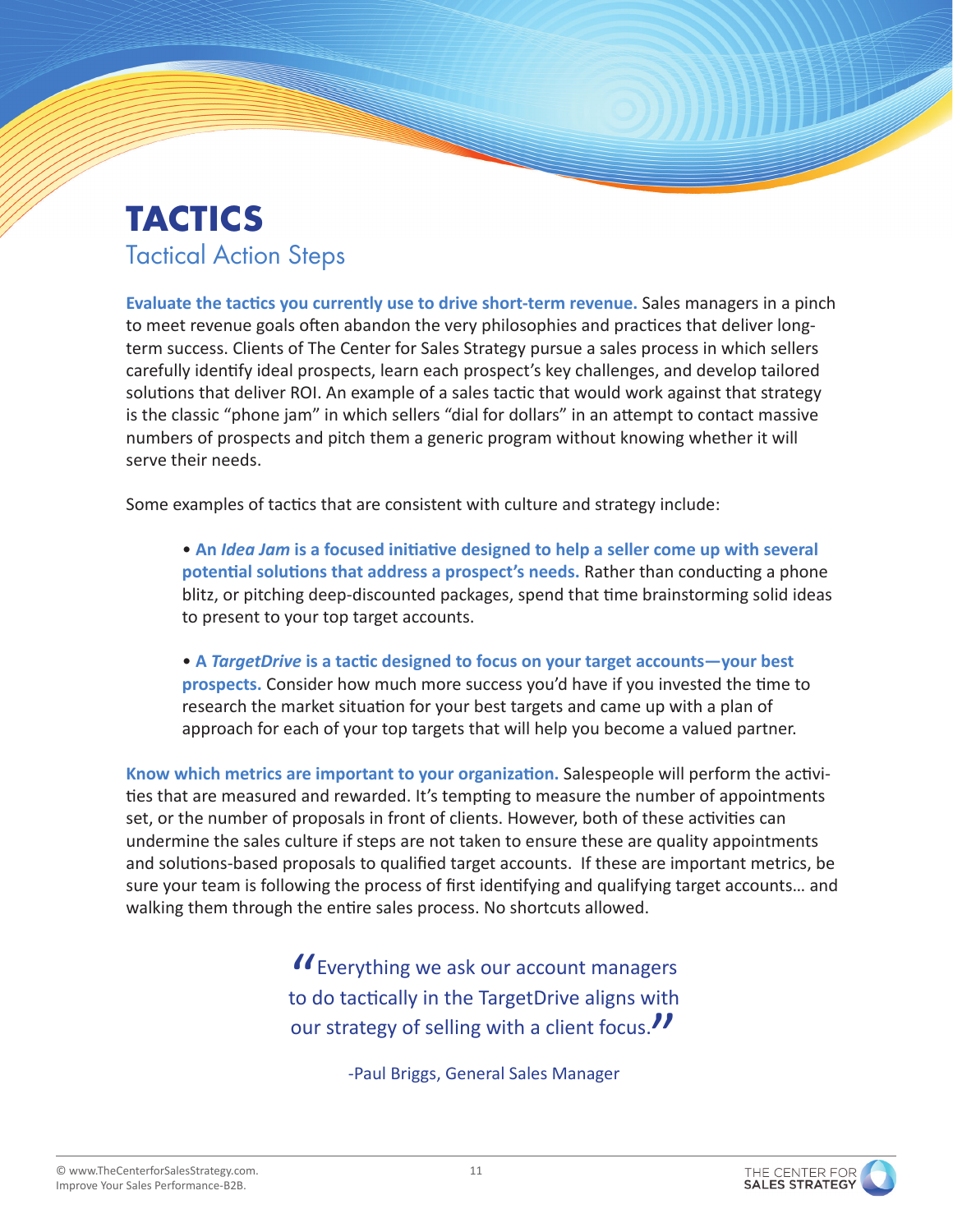# TACTICS

## Tactical Action Steps

**Evaluate the tactics you currently use to drive short-term revenue.** Sales managers in a pinch to meet revenue goals often abandon the very philosophies and practices that deliver long-term success. Clients of The Center for Sales Strategy pursue a sales process in which sellers carefully identify ideal prospects, learn each prospect's key challenges, and develop tailored solutions that deliver ROI. An example of a sales tactic that would work against that strategy is the classic "phone jam" in which sellers "dial for dollars" in an attempt to contact massive numbers of prospects and pitch them a generic program without knowing whether it will serve their needs.

Some examples of tactics that are consistent with culture and strategy include:

- **An *Idea Jam* is a focused initiative designed to help a seller come up with several potential solutions that address a prospect's needs.** Rather than conducting a phone blitz, or pitching deep-discounted packages, spend that time brainstorming solid ideas to present to your top target accounts.

- **A *TargetDrive* is a tactic designed to focus on your target accounts—your best prospects.** Consider how much more success you'd have if you invested the time to research the market situation for your best targets and came up with a plan of approach for each of your top targets that will help you become a valued partner.

**Know which metrics are important to your organization.** Salespeople will perform the activities that are measured and rewarded. It's tempting to measure the number of appointments set, or the number of proposals in front of clients. However, both of these activities can undermine the sales culture if steps are not taken to ensure these are quality appointments and solutions-based proposals to qualified target accounts. If these are important metrics, be sure your team is following the process of first identifying and qualifying target accounts… and walking them through the entire sales process. No shortcuts allowed.

> "Everything we ask our account managers to do tactically in the TargetDrive aligns with our strategy of selling with a client focus."
>
> -Paul Briggs, General Sales Manager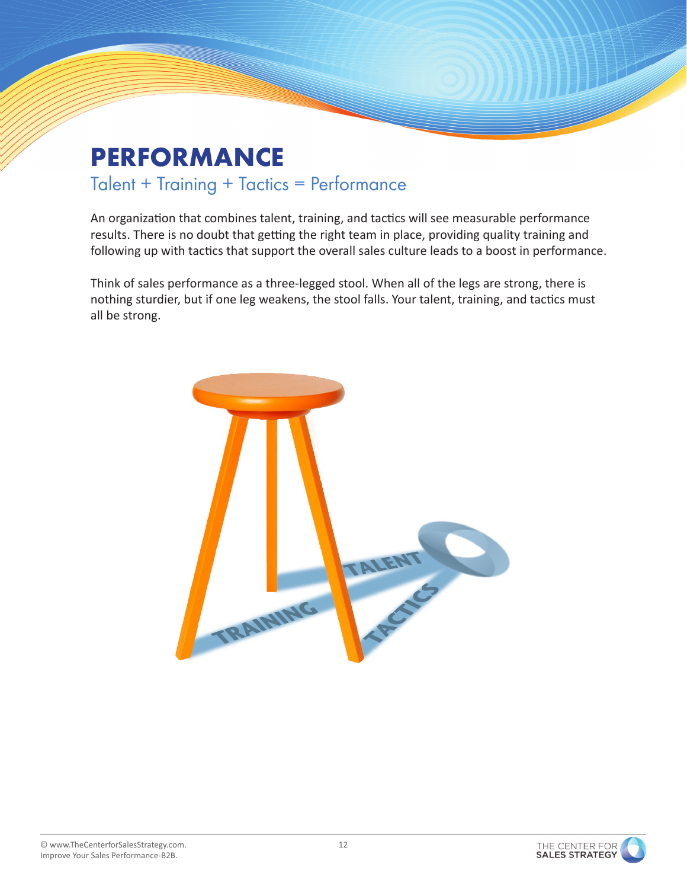# PERFORMANCE

## Talent + Training + Tactics = Performance

An organization that combines talent, training, and tactics will see measurable performance results. There is no doubt that getting the right team in place, providing quality training and following up with tactics that support the overall sales culture leads to a boost in performance.

Think of sales performance as a three-legged stool. When all of the legs are strong, there is nothing sturdier, but if one leg weakens, the stool falls. Your talent, training, and tactics must all be strong.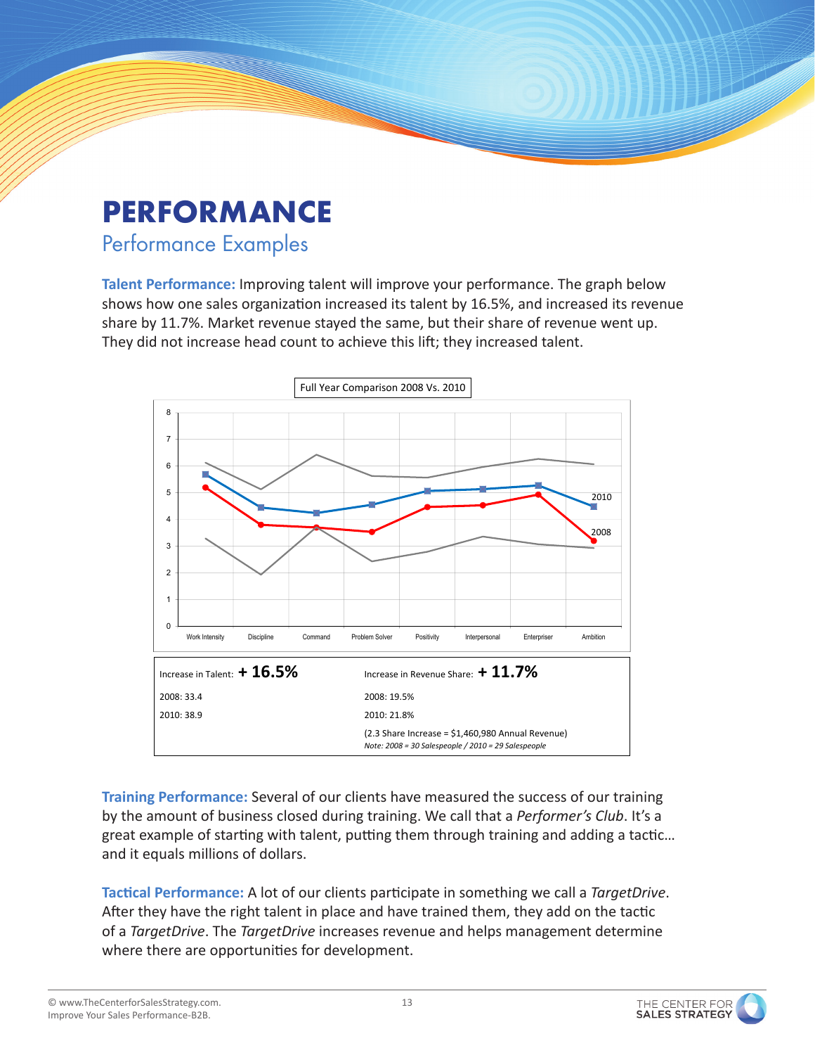# PERFORMANCE

## Performance Examples

**Talent Performance:** Improving talent will improve your performance. The graph below shows how one sales organization increased its talent by 16.5%, and increased its revenue share by 11.7%. Market revenue stayed the same, but their share of revenue went up. They did not increase head count to achieve this lift; they increased talent.

Full Year Comparison 2008 Vs. 2010

| Increase in Talent: **+ 16.5%** | Increase in Revenue Share: **+ 11.7%** |
|---|---|
| 2008: 33.4 | 2008: 19.5% |
| 2010: 38.9 | 2010: 21.8% |
| | (2.3 Share Increase = $1,460,980 Annual Revenue) *Note: 2008 = 30 Salespeople / 2010 = 29 Salespeople* |

**Training Performance:** Several of our clients have measured the success of our training by the amount of business closed during training. We call that a *Performer's Club*. It's a great example of starting with talent, putting them through training and adding a tactic… and it equals millions of dollars.

**Tactical Performance:** A lot of our clients participate in something we call a *TargetDrive*. After they have the right talent in place and have trained them, they add on the tactic of a *TargetDrive*. The *TargetDrive* increases revenue and helps management determine where there are opportunities for development.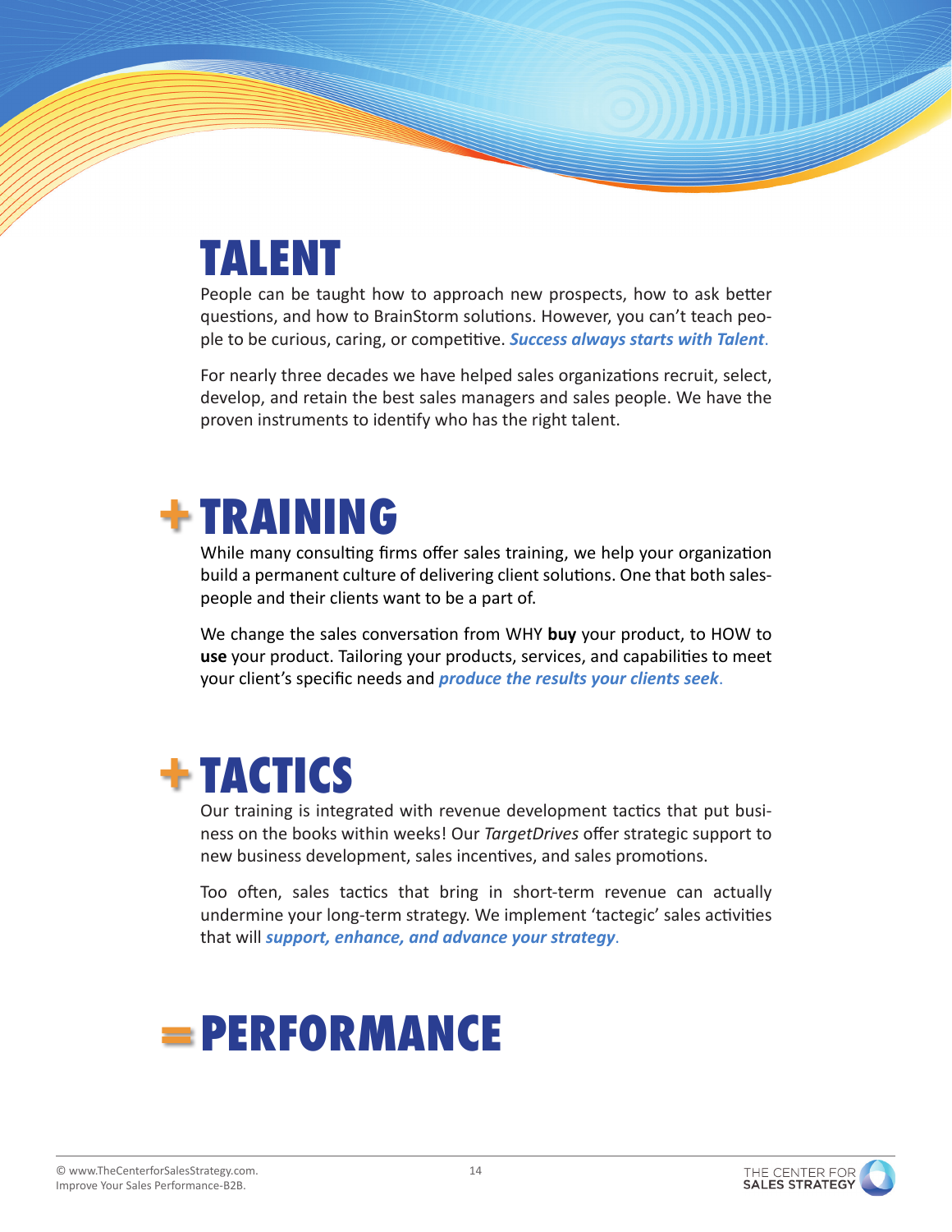# TALENT

People can be taught how to approach new prospects, how to ask better questions, and how to BrainStorm solutions. However, you can't teach people to be curious, caring, or competitive. ***Success always starts with Talent***.

For nearly three decades we have helped sales organizations recruit, select, develop, and retain the best sales managers and sales people. We have the proven instruments to identify who has the right talent.

# + TRAINING

While many consulting firms offer sales training, we help your organization build a permanent culture of delivering client solutions. One that both salespeople and their clients want to be a part of.

We change the sales conversation from WHY **buy** your product, to HOW to **use** your product. Tailoring your products, services, and capabilities to meet your client's specific needs and ***produce the results your clients seek***.

# + TACTICS

Our training is integrated with revenue development tactics that put business on the books within weeks! Our *TargetDrives* offer strategic support to new business development, sales incentives, and sales promotions.

Too often, sales tactics that bring in short-term revenue can actually undermine your long-term strategy. We implement 'tactegic' sales activities that will ***support, enhance, and advance your strategy***.

# = PERFORMANCE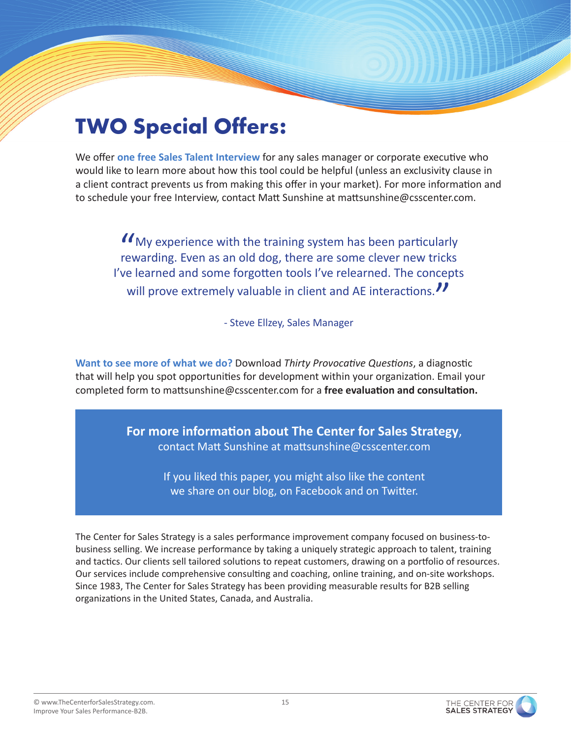# TWO Special Offers:

We offer **one free Sales Talent Interview** for any sales manager or corporate executive who would like to learn more about how this tool could be helpful (unless an exclusivity clause in a client contract prevents us from making this offer in your market). For more information and to schedule your free Interview, contact Matt Sunshine at mattsunshine@csscenter.com.

> "My experience with the training system has been particularly rewarding. Even as an old dog, there are some clever new tricks I've learned and some forgotten tools I've relearned. The concepts will prove extremely valuable in client and AE interactions."
>
> \- Steve Ellzey, Sales Manager

**Want to see more of what we do?** Download *Thirty Provocative Questions*, a diagnostic that will help you spot opportunities for development within your organization. Email your completed form to mattsunshine@csscenter.com for a **free evaluation and consultation.**

**For more information about The Center for Sales Strategy**, contact Matt Sunshine at mattsunshine@csscenter.com

If you liked this paper, you might also like the content we share on our blog, on Facebook and on Twitter.

The Center for Sales Strategy is a sales performance improvement company focused on business-to-business selling. We increase performance by taking a uniquely strategic approach to talent, training and tactics. Our clients sell tailored solutions to repeat customers, drawing on a portfolio of resources. Our services include comprehensive consulting and coaching, online training, and on-site workshops. Since 1983, The Center for Sales Strategy has been providing measurable results for B2B selling organizations in the United States, Canada, and Australia.